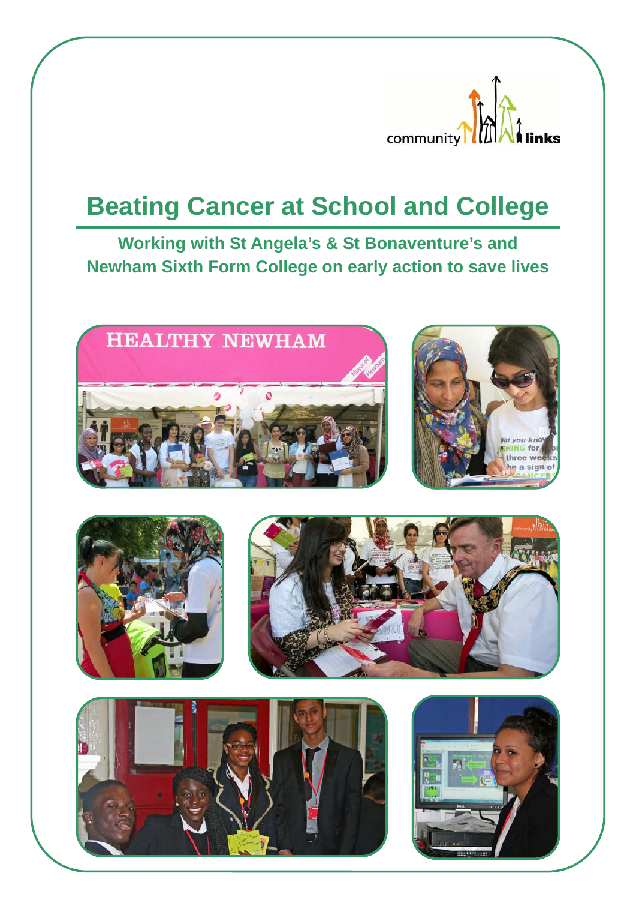community links

# Beating Cancer at School and College

## Working with St Angela's & St Bonaventure's and Newham Sixth Form College on early action to save lives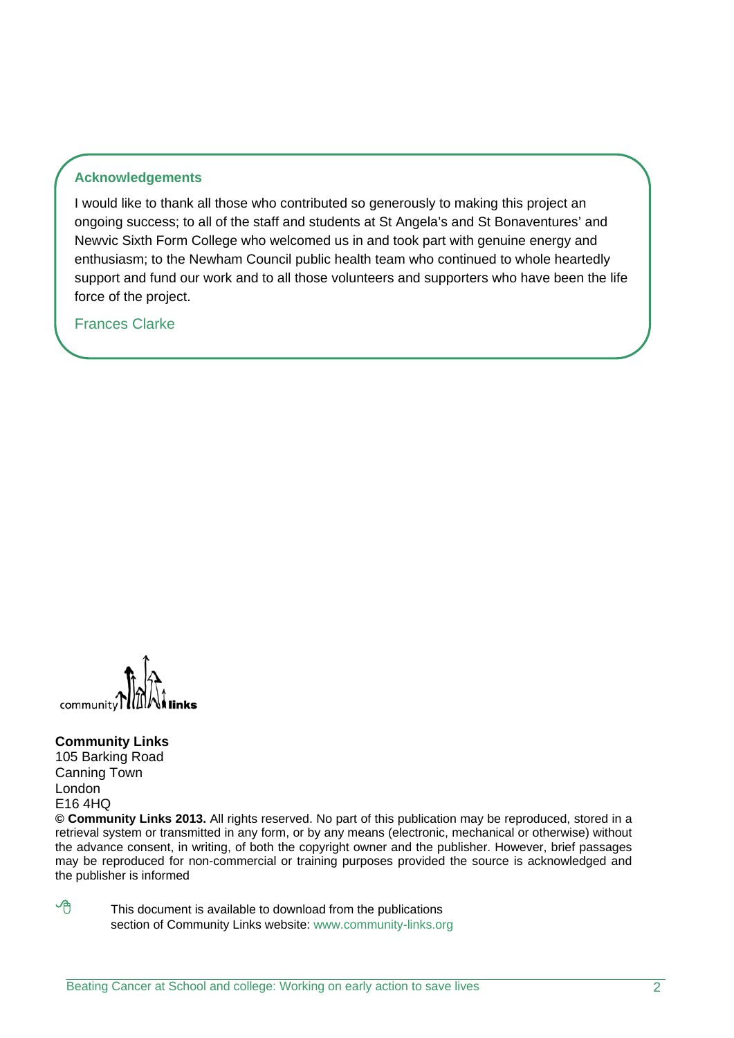## Acknowledgements

I would like to thank all those who contributed so generously to making this project an ongoing success; to all of the staff and students at St Angela's and St Bonaventures' and Newvic Sixth Form College who welcomed us in and took part with genuine energy and enthusiasm; to the Newham Council public health team who continued to whole heartedly support and fund our work and to all those volunteers and supporters who have been the life force of the project.

Frances Clarke

**Community Links**
105 Barking Road
Canning Town
London
E16 4HQ

**© Community Links 2013.** All rights reserved. No part of this publication may be reproduced, stored in a retrieval system or transmitted in any form, or by any means (electronic, mechanical or otherwise) without the advance consent, in writing, of both the copyright owner and the publisher. However, brief passages may be reproduced for non-commercial or training purposes provided the source is acknowledged and the publisher is informed

This document is available to download from the publications section of Community Links website: www.community-links.org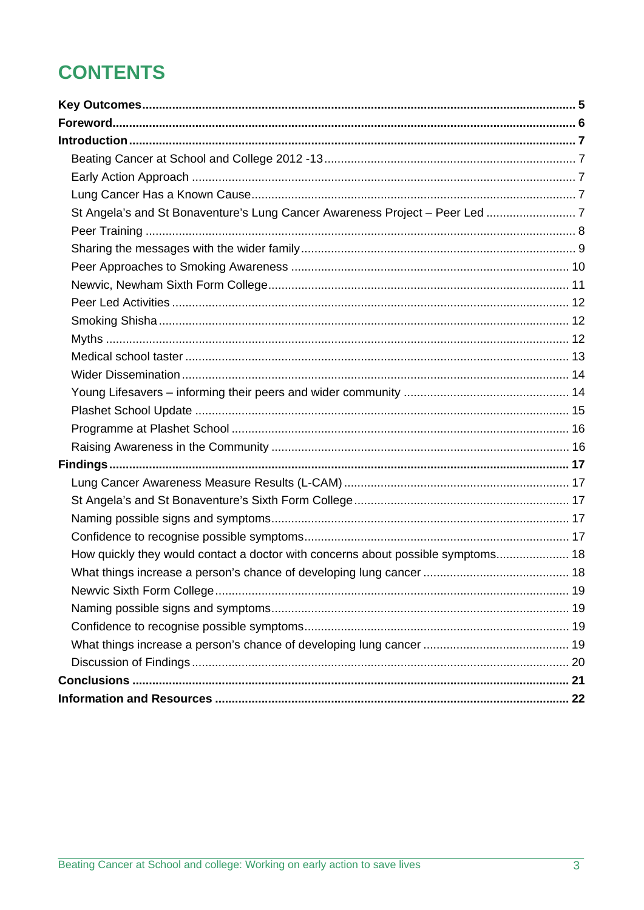# CONTENTS

**Key Outcomes** ... **5**
**Foreword** ... **6**
**Introduction** ... **7**
- Beating Cancer at School and College 2012 -13 ... 7
- Early Action Approach ... 7
- Lung Cancer Has a Known Cause ... 7
- St Angela's and St Bonaventure's Lung Cancer Awareness Project – Peer Led ... 7
- Peer Training ... 8
- Sharing the messages with the wider family ... 9
- Peer Approaches to Smoking Awareness ... 10
- Newvic, Newham Sixth Form College ... 11
- Peer Led Activities ... 12
- Smoking Shisha ... 12
- Myths ... 12
- Medical school taster ... 13
- Wider Dissemination ... 14
- Young Lifesavers – informing their peers and wider community ... 14
- Plashet School Update ... 15
- Programme at Plashet School ... 16
- Raising Awareness in the Community ... 16

**Findings** ... **17**
- Lung Cancer Awareness Measure Results (L-CAM) ... 17
- St Angela's and St Bonaventure's Sixth Form College ... 17
- Naming possible signs and symptoms ... 17
- Confidence to recognise possible symptoms ... 17
- How quickly they would contact a doctor with concerns about possible symptoms ... 18
- What things increase a person's chance of developing lung cancer ... 18
- Newvic Sixth Form College ... 19
- Naming possible signs and symptoms ... 19
- Confidence to recognise possible symptoms ... 19
- What things increase a person's chance of developing lung cancer ... 19
- Discussion of Findings ... 20

**Conclusions** ... **21**
**Information and Resources** ... **22**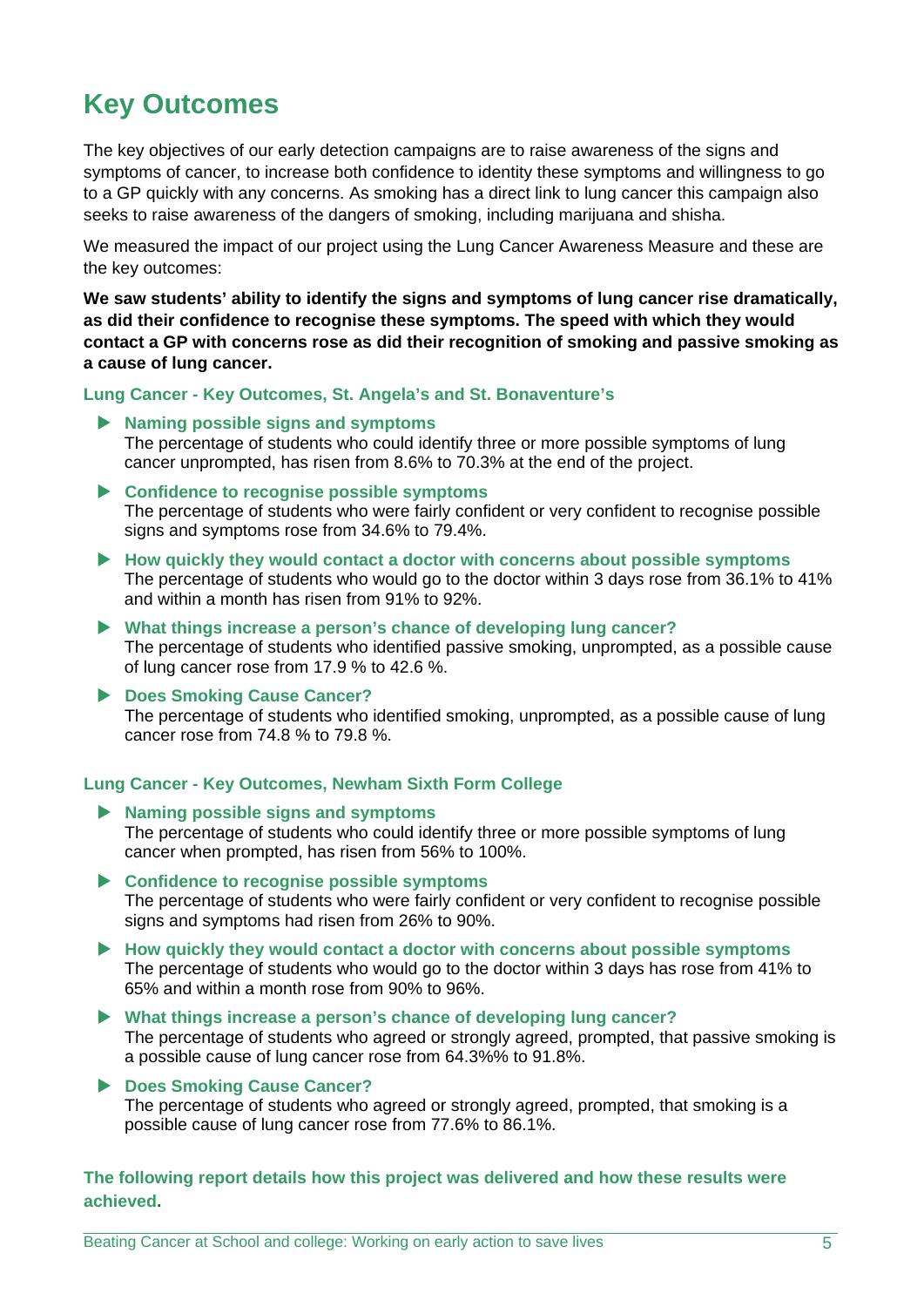# Key Outcomes

The key objectives of our early detection campaigns are to raise awareness of the signs and symptoms of cancer, to increase both confidence to identity these symptoms and willingness to go to a GP quickly with any concerns. As smoking has a direct link to lung cancer this campaign also seeks to raise awareness of the dangers of smoking, including marijuana and shisha.

We measured the impact of our project using the Lung Cancer Awareness Measure and these are the key outcomes:

**We saw students' ability to identify the signs and symptoms of lung cancer rise dramatically, as did their confidence to recognise these symptoms. The speed with which they would contact a GP with concerns rose as did their recognition of smoking and passive smoking as a cause of lung cancer.**

### Lung Cancer - Key Outcomes, St. Angela's and St. Bonaventure's

- **Naming possible signs and symptoms**
  The percentage of students who could identify three or more possible symptoms of lung cancer unprompted, has risen from 8.6% to 70.3% at the end of the project.
- **Confidence to recognise possible symptoms**
  The percentage of students who were fairly confident or very confident to recognise possible signs and symptoms rose from 34.6% to 79.4%.
- **How quickly they would contact a doctor with concerns about possible symptoms**
  The percentage of students who would go to the doctor within 3 days rose from 36.1% to 41% and within a month has risen from 91% to 92%.
- **What things increase a person's chance of developing lung cancer?**
  The percentage of students who identified passive smoking, unprompted, as a possible cause of lung cancer rose from 17.9 % to 42.6 %.
- **Does Smoking Cause Cancer?**
  The percentage of students who identified smoking, unprompted, as a possible cause of lung cancer rose from 74.8 % to 79.8 %.

### Lung Cancer - Key Outcomes, Newham Sixth Form College

- **Naming possible signs and symptoms**
  The percentage of students who could identify three or more possible symptoms of lung cancer when prompted, has risen from 56% to 100%.
- **Confidence to recognise possible symptoms**
  The percentage of students who were fairly confident or very confident to recognise possible signs and symptoms had risen from 26% to 90%.
- **How quickly they would contact a doctor with concerns about possible symptoms**
  The percentage of students who would go to the doctor within 3 days has rose from 41% to 65% and within a month rose from 90% to 96%.
- **What things increase a person's chance of developing lung cancer?**
  The percentage of students who agreed or strongly agreed, prompted, that passive smoking is a possible cause of lung cancer rose from 64.3%% to 91.8%.
- **Does Smoking Cause Cancer?**
  The percentage of students who agreed or strongly agreed, prompted, that smoking is a possible cause of lung cancer rose from 77.6% to 86.1%.

**The following report details how this project was delivered and how these results were achieved.**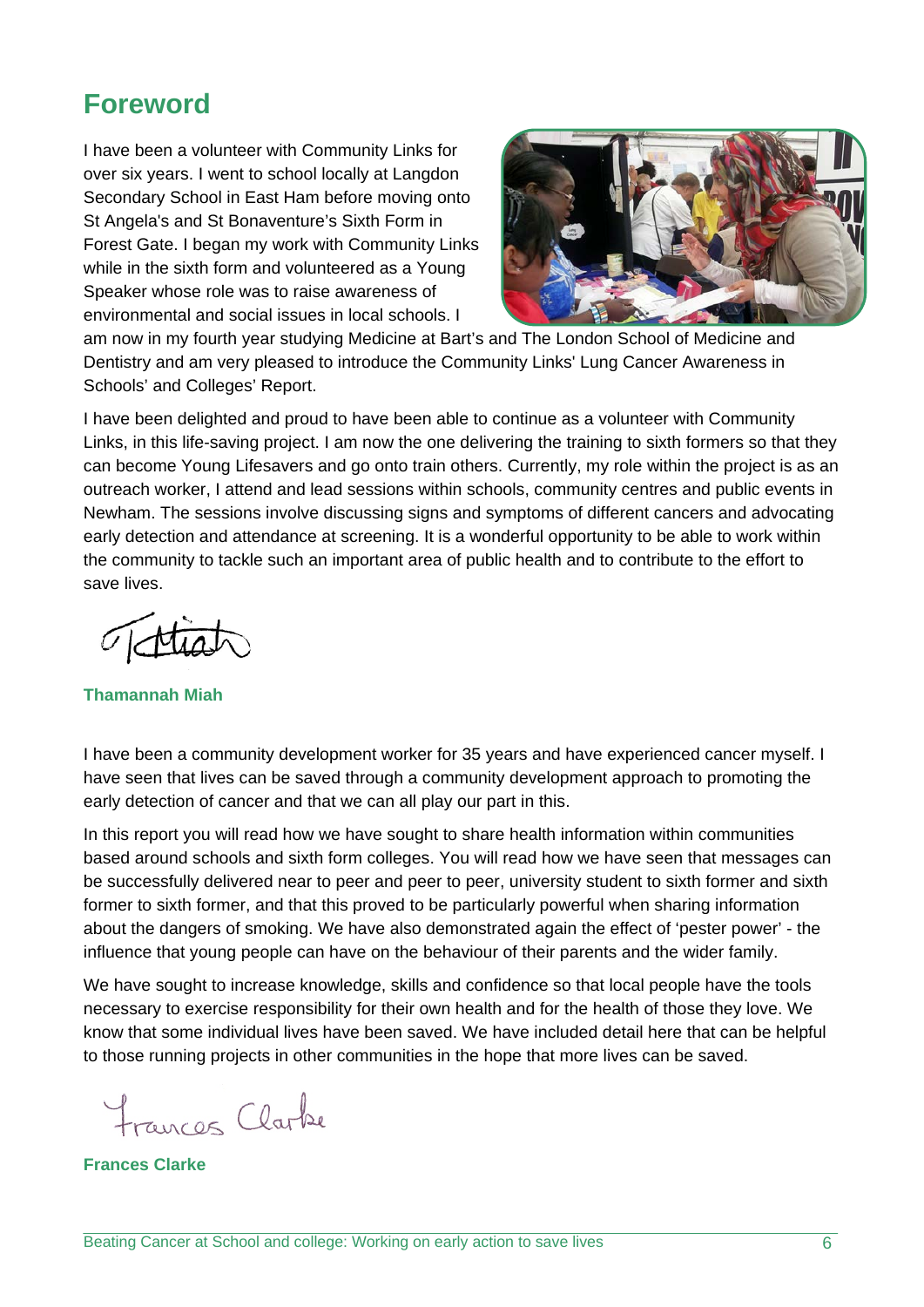# Foreword

I have been a volunteer with Community Links for over six years. I went to school locally at Langdon Secondary School in East Ham before moving onto St Angela's and St Bonaventure's Sixth Form in Forest Gate. I began my work with Community Links while in the sixth form and volunteered as a Young Speaker whose role was to raise awareness of environmental and social issues in local schools. I am now in my fourth year studying Medicine at Bart's and The London School of Medicine and Dentistry and am very pleased to introduce the Community Links' Lung Cancer Awareness in Schools' and Colleges' Report.

I have been delighted and proud to have been able to continue as a volunteer with Community Links, in this life-saving project. I am now the one delivering the training to sixth formers so that they can become Young Lifesavers and go onto train others. Currently, my role within the project is as an outreach worker, I attend and lead sessions within schools, community centres and public events in Newham. The sessions involve discussing signs and symptoms of different cancers and advocating early detection and attendance at screening. It is a wonderful opportunity to be able to work within the community to tackle such an important area of public health and to contribute to the effort to save lives.

**Thamannah Miah**

I have been a community development worker for 35 years and have experienced cancer myself. I have seen that lives can be saved through a community development approach to promoting the early detection of cancer and that we can all play our part in this.

In this report you will read how we have sought to share health information within communities based around schools and sixth form colleges. You will read how we have seen that messages can be successfully delivered near to peer and peer to peer, university student to sixth former and sixth former to sixth former, and that this proved to be particularly powerful when sharing information about the dangers of smoking. We have also demonstrated again the effect of 'pester power' - the influence that young people can have on the behaviour of their parents and the wider family.

We have sought to increase knowledge, skills and confidence so that local people have the tools necessary to exercise responsibility for their own health and for the health of those they love. We know that some individual lives have been saved. We have included detail here that can be helpful to those running projects in other communities in the hope that more lives can be saved.

**Frances Clarke**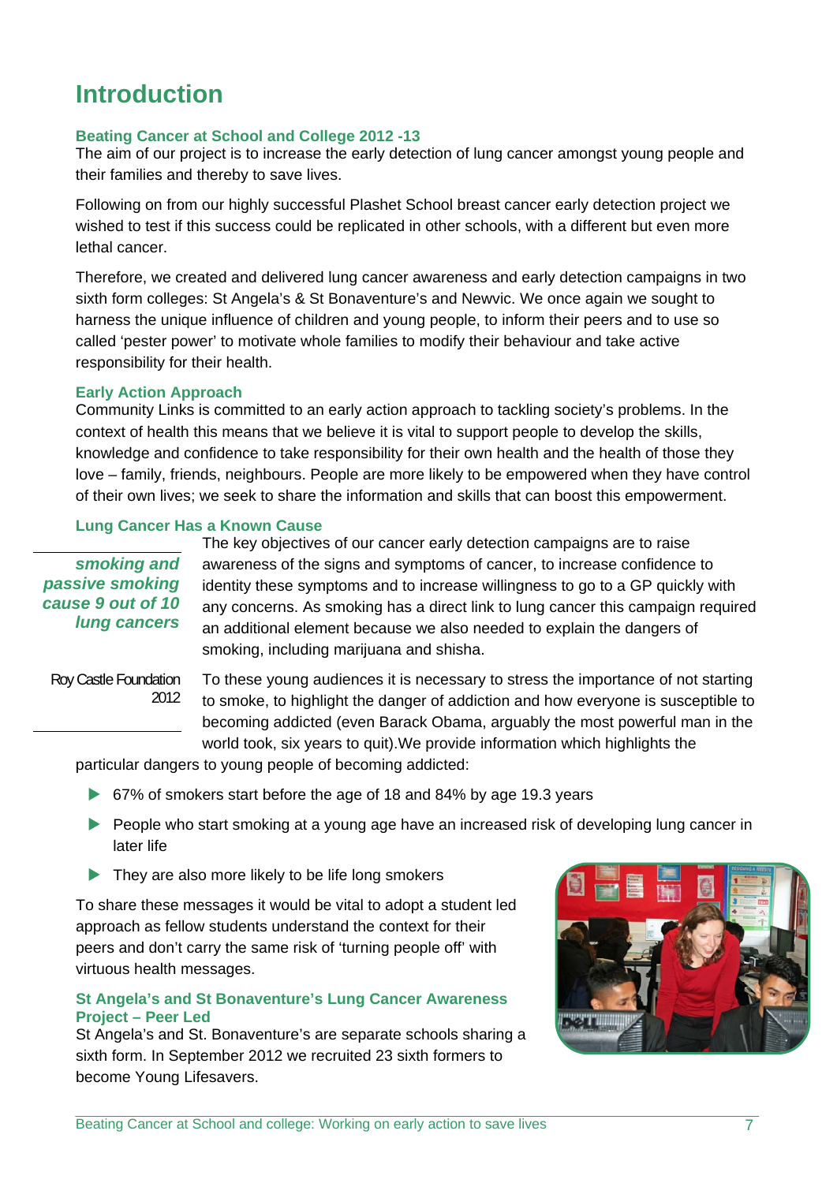# Introduction

## Beating Cancer at School and College 2012 -13

The aim of our project is to increase the early detection of lung cancer amongst young people and their families and thereby to save lives.

Following on from our highly successful Plashet School breast cancer early detection project we wished to test if this success could be replicated in other schools, with a different but even more lethal cancer.

Therefore, we created and delivered lung cancer awareness and early detection campaigns in two sixth form colleges: St Angela's & St Bonaventure's and Newvic. We once again we sought to harness the unique influence of children and young people, to inform their peers and to use so called 'pester power' to motivate whole families to modify their behaviour and take active responsibility for their health.

## Early Action Approach

Community Links is committed to an early action approach to tackling society's problems. In the context of health this means that we believe it is vital to support people to develop the skills, knowledge and confidence to take responsibility for their own health and the health of those they love – family, friends, neighbours. People are more likely to be empowered when they have control of their own lives; we seek to share the information and skills that can boost this empowerment.

## Lung Cancer Has a Known Cause

> ***smoking and passive smoking cause 9 out of 10 lung cancers***
>
> Roy Castle Foundation 2012

The key objectives of our cancer early detection campaigns are to raise awareness of the signs and symptoms of cancer, to increase confidence to identity these symptoms and to increase willingness to go to a GP quickly with any concerns. As smoking has a direct link to lung cancer this campaign required an additional element because we also needed to explain the dangers of smoking, including marijuana and shisha.

To these young audiences it is necessary to stress the importance of not starting to smoke, to highlight the danger of addiction and how everyone is susceptible to becoming addicted (even Barack Obama, arguably the most powerful man in the world took, six years to quit).We provide information which highlights the particular dangers to young people of becoming addicted:

- 67% of smokers start before the age of 18 and 84% by age 19.3 years
- People who start smoking at a young age have an increased risk of developing lung cancer in later life
- They are also more likely to be life long smokers

To share these messages it would be vital to adopt a student led approach as fellow students understand the context for their peers and don't carry the same risk of 'turning people off' with virtuous health messages.

## St Angela's and St Bonaventure's Lung Cancer Awareness Project – Peer Led

St Angela's and St. Bonaventure's are separate schools sharing a sixth form. In September 2012 we recruited 23 sixth formers to become Young Lifesavers.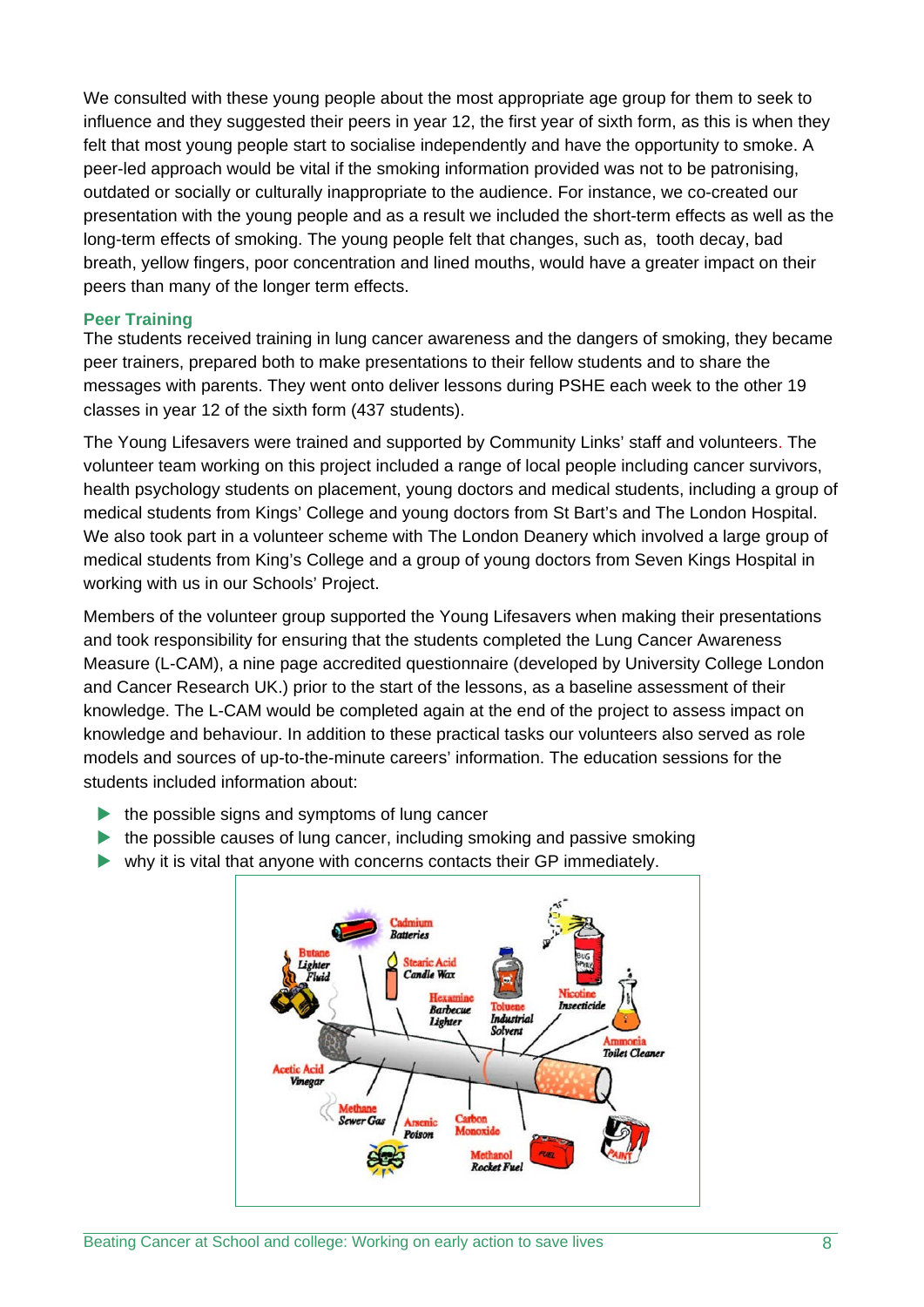We consulted with these young people about the most appropriate age group for them to seek to influence and they suggested their peers in year 12, the first year of sixth form, as this is when they felt that most young people start to socialise independently and have the opportunity to smoke. A peer-led approach would be vital if the smoking information provided was not to be patronising, outdated or socially or culturally inappropriate to the audience. For instance, we co-created our presentation with the young people and as a result we included the short-term effects as well as the long-term effects of smoking. The young people felt that changes, such as, tooth decay, bad breath, yellow fingers, poor concentration and lined mouths, would have a greater impact on their peers than many of the longer term effects.

### Peer Training

The students received training in lung cancer awareness and the dangers of smoking, they became peer trainers, prepared both to make presentations to their fellow students and to share the messages with parents. They went onto deliver lessons during PSHE each week to the other 19 classes in year 12 of the sixth form (437 students).

The Young Lifesavers were trained and supported by Community Links' staff and volunteers. The volunteer team working on this project included a range of local people including cancer survivors, health psychology students on placement, young doctors and medical students, including a group of medical students from Kings' College and young doctors from St Bart's and The London Hospital. We also took part in a volunteer scheme with The London Deanery which involved a large group of medical students from King's College and a group of young doctors from Seven Kings Hospital in working with us in our Schools' Project.

Members of the volunteer group supported the Young Lifesavers when making their presentations and took responsibility for ensuring that the students completed the Lung Cancer Awareness Measure (L-CAM), a nine page accredited questionnaire (developed by University College London and Cancer Research UK.) prior to the start of the lessons, as a baseline assessment of their knowledge. The L-CAM would be completed again at the end of the project to assess impact on knowledge and behaviour. In addition to these practical tasks our volunteers also served as role models and sources of up-to-the-minute careers' information. The education sessions for the students included information about:

- the possible signs and symptoms of lung cancer
- the possible causes of lung cancer, including smoking and passive smoking
- why it is vital that anyone with concerns contacts their GP immediately.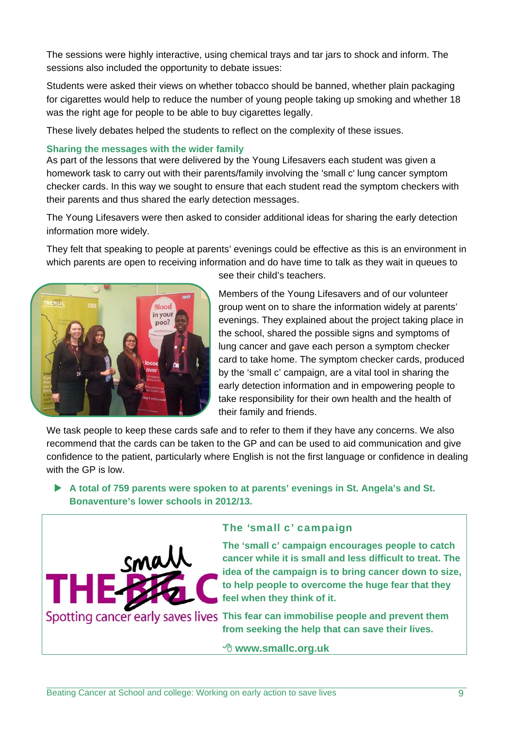The sessions were highly interactive, using chemical trays and tar jars to shock and inform. The sessions also included the opportunity to debate issues:

Students were asked their views on whether tobacco should be banned, whether plain packaging for cigarettes would help to reduce the number of young people taking up smoking and whether 18 was the right age for people to be able to buy cigarettes legally.

These lively debates helped the students to reflect on the complexity of these issues.

### Sharing the messages with the wider family

As part of the lessons that were delivered by the Young Lifesavers each student was given a homework task to carry out with their parents/family involving the 'small c' lung cancer symptom checker cards. In this way we sought to ensure that each student read the symptom checkers with their parents and thus shared the early detection messages.

The Young Lifesavers were then asked to consider additional ideas for sharing the early detection information more widely.

They felt that speaking to people at parents' evenings could be effective as this is an environment in which parents are open to receiving information and do have time to talk as they wait in queues to see their child's teachers.

Members of the Young Lifesavers and of our volunteer group went on to share the information widely at parents' evenings. They explained about the project taking place in the school, shared the possible signs and symptoms of lung cancer and gave each person a symptom checker card to take home. The symptom checker cards, produced by the 'small c' campaign, are a vital tool in sharing the early detection information and in empowering people to take responsibility for their own health and the health of their family and friends.

We task people to keep these cards safe and to refer to them if they have any concerns. We also recommend that the cards can be taken to the GP and can be used to aid communication and give confidence to the patient, particularly where English is not the first language or confidence in dealing with the GP is low.

- **A total of 759 parents were spoken to at parents' evenings in St. Angela's and St. Bonaventure's lower schools in 2012/13.**

### The 'small c' campaign

**The 'small c' campaign encourages people to catch cancer while it is small and less difficult to treat. The idea of the campaign is to bring cancer down to size, to help people to overcome the huge fear that they feel when they think of it.**

**This fear can immobilise people and prevent them from seeking the help that can save their lives.**

**www.smallc.org.uk**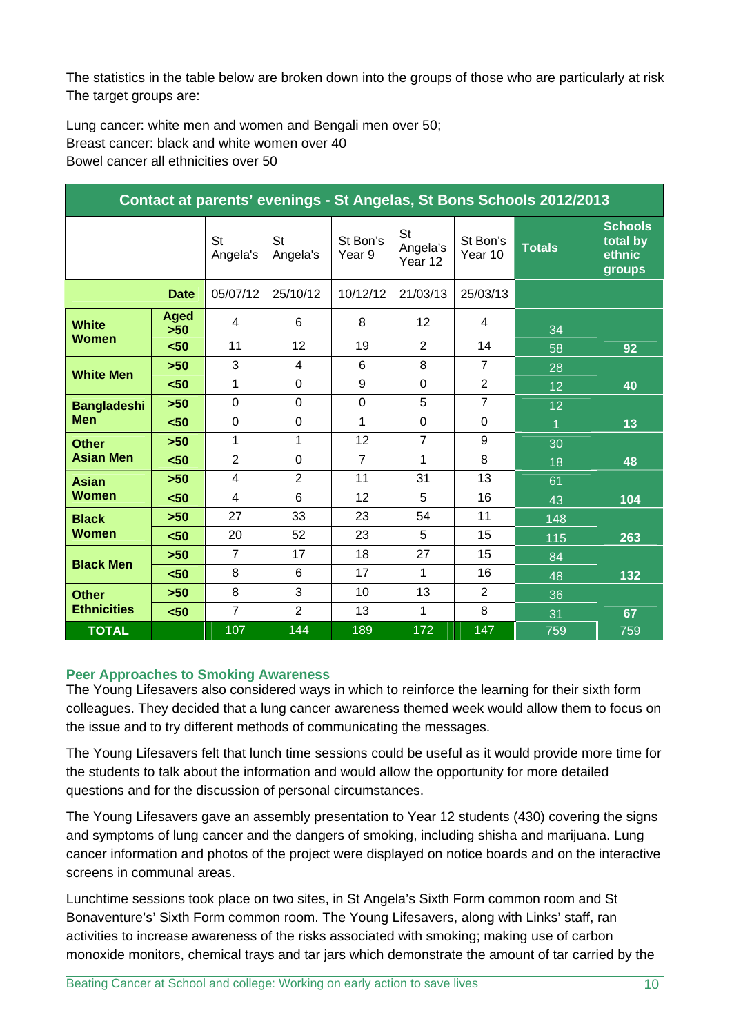The statistics in the table below are broken down into the groups of those who are particularly at risk The target groups are:

Lung cancer: white men and women and Bengali men over 50;
Breast cancer: black and white women over 40
Bowel cancer all ethnicities over 50

| Contact at parents' evenings - St Angelas, St Bons Schools 2012/2013 | | | | | | | | |
|---|---|---|---|---|---|---|---|---|
| | | St Angela's | St Angela's | St Bon's Year 9 | St Angela's Year 12 | St Bon's Year 10 | **Totals** | **Schools total by ethnic groups** |
| | **Date** | 05/07/12 | 25/10/12 | 10/12/12 | 21/03/13 | 25/03/13 | | |
| **White Women** | **Aged >50** | 4 | 6 | 8 | 12 | 4 | 34 | |
| | **<50** | 11 | 12 | 19 | 2 | 14 | 58 | **92** |
| **White Men** | **>50** | 3 | 4 | 6 | 8 | 7 | 28 | |
| | **<50** | 1 | 0 | 9 | 0 | 2 | 12 | **40** |
| **Bangladeshi Men** | **>50** | 0 | 0 | 0 | 5 | 7 | 12 | |
| | **<50** | 0 | 0 | 1 | 0 | 0 | 1 | **13** |
| **Other Asian Men** | **>50** | 1 | 1 | 12 | 7 | 9 | 30 | |
| | **<50** | 2 | 0 | 7 | 1 | 8 | 18 | **48** |
| **Asian Women** | **>50** | 4 | 2 | 11 | 31 | 13 | 61 | |
| | **<50** | 4 | 6 | 12 | 5 | 16 | 43 | **104** |
| **Black Women** | **>50** | 27 | 33 | 23 | 54 | 11 | 148 | |
| | **<50** | 20 | 52 | 23 | 5 | 15 | 115 | **263** |
| **Black Men** | **>50** | 7 | 17 | 18 | 27 | 15 | 84 | |
| | **<50** | 8 | 6 | 17 | 1 | 16 | 48 | **132** |
| **Other Ethnicities** | **>50** | 8 | 3 | 10 | 13 | 2 | 36 | |
| | **<50** | 7 | 2 | 13 | 1 | 8 | 31 | **67** |
| **TOTAL** | | 107 | 144 | 189 | 172 | 147 | 759 | 759 |

### Peer Approaches to Smoking Awareness

The Young Lifesavers also considered ways in which to reinforce the learning for their sixth form colleagues. They decided that a lung cancer awareness themed week would allow them to focus on the issue and to try different methods of communicating the messages.

The Young Lifesavers felt that lunch time sessions could be useful as it would provide more time for the students to talk about the information and would allow the opportunity for more detailed questions and for the discussion of personal circumstances.

The Young Lifesavers gave an assembly presentation to Year 12 students (430) covering the signs and symptoms of lung cancer and the dangers of smoking, including shisha and marijuana. Lung cancer information and photos of the project were displayed on notice boards and on the interactive screens in communal areas.

Lunchtime sessions took place on two sites, in St Angela's Sixth Form common room and St Bonaventure's' Sixth Form common room. The Young Lifesavers, along with Links' staff, ran activities to increase awareness of the risks associated with smoking; making use of carbon monoxide monitors, chemical trays and tar jars which demonstrate the amount of tar carried by the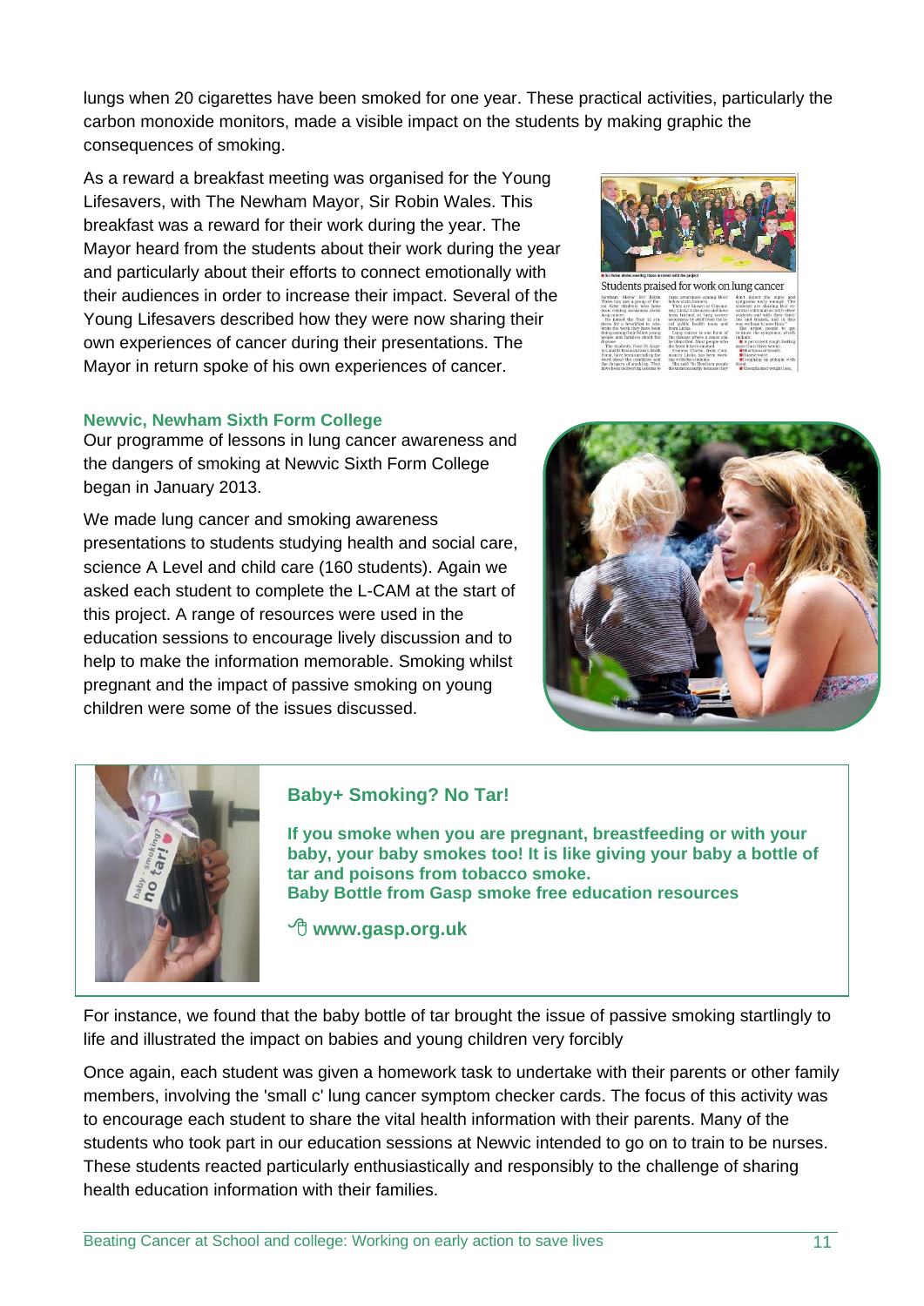lungs when 20 cigarettes have been smoked for one year. These practical activities, particularly the carbon monoxide monitors, made a visible impact on the students by making graphic the consequences of smoking.

As a reward a breakfast meeting was organised for the Young Lifesavers, with The Newham Mayor, Sir Robin Wales. This breakfast was a reward for their work during the year. The Mayor heard from the students about their work during the year and particularly about their efforts to connect emotionally with their audiences in order to increase their impact. Several of the Young Lifesavers described how they were now sharing their own experiences of cancer during their presentations. The Mayor in return spoke of his own experiences of cancer.

### Newvic, Newham Sixth Form College

Our programme of lessons in lung cancer awareness and the dangers of smoking at Newvic Sixth Form College began in January 2013.

We made lung cancer and smoking awareness presentations to students studying health and social care, science A Level and child care (160 students). Again we asked each student to complete the L-CAM at the start of this project. A range of resources were used in the education sessions to encourage lively discussion and to help to make the information memorable. Smoking whilst pregnant and the impact of passive smoking on young children were some of the issues discussed.

> **Baby+ Smoking? No Tar!**
>
> **If you smoke when you are pregnant, breastfeeding or with your baby, your baby smokes too! It is like giving your baby a bottle of tar and poisons from tobacco smoke.**
> **Baby Bottle from Gasp smoke free education resources**
>
> **www.gasp.org.uk**

For instance, we found that the baby bottle of tar brought the issue of passive smoking startlingly to life and illustrated the impact on babies and young children very forcibly

Once again, each student was given a homework task to undertake with their parents or other family members, involving the 'small c' lung cancer symptom checker cards. The focus of this activity was to encourage each student to share the vital health information with their parents. Many of the students who took part in our education sessions at Newvic intended to go on to train to be nurses. These students reacted particularly enthusiastically and responsibly to the challenge of sharing health education information with their families.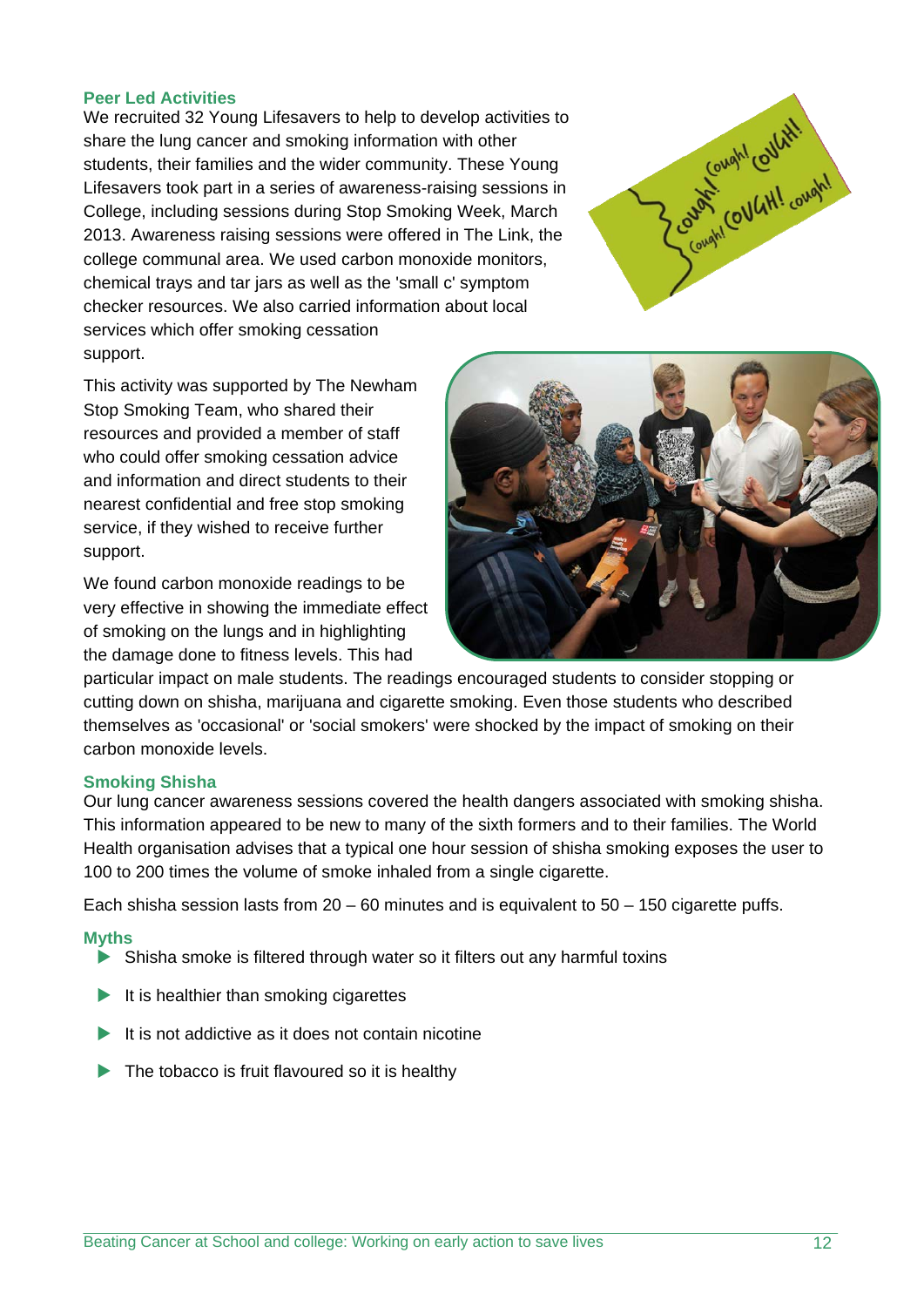### Peer Led Activities

We recruited 32 Young Lifesavers to help to develop activities to share the lung cancer and smoking information with other students, their families and the wider community. These Young Lifesavers took part in a series of awareness-raising sessions in College, including sessions during Stop Smoking Week, March 2013. Awareness raising sessions were offered in The Link, the college communal area. We used carbon monoxide monitors, chemical trays and tar jars as well as the 'small c' symptom checker resources. We also carried information about local services which offer smoking cessation support.

This activity was supported by The Newham Stop Smoking Team, who shared their resources and provided a member of staff who could offer smoking cessation advice and information and direct students to their nearest confidential and free stop smoking service, if they wished to receive further support.

We found carbon monoxide readings to be very effective in showing the immediate effect of smoking on the lungs and in highlighting the damage done to fitness levels. This had particular impact on male students. The readings encouraged students to consider stopping or cutting down on shisha, marijuana and cigarette smoking. Even those students who described themselves as 'occasional' or 'social smokers' were shocked by the impact of smoking on their carbon monoxide levels.

### Smoking Shisha

Our lung cancer awareness sessions covered the health dangers associated with smoking shisha. This information appeared to be new to many of the sixth formers and to their families. The World Health organisation advises that a typical one hour session of shisha smoking exposes the user to 100 to 200 times the volume of smoke inhaled from a single cigarette.

Each shisha session lasts from 20 – 60 minutes and is equivalent to 50 – 150 cigarette puffs.

### Myths

- Shisha smoke is filtered through water so it filters out any harmful toxins
- It is healthier than smoking cigarettes
- It is not addictive as it does not contain nicotine
- The tobacco is fruit flavoured so it is healthy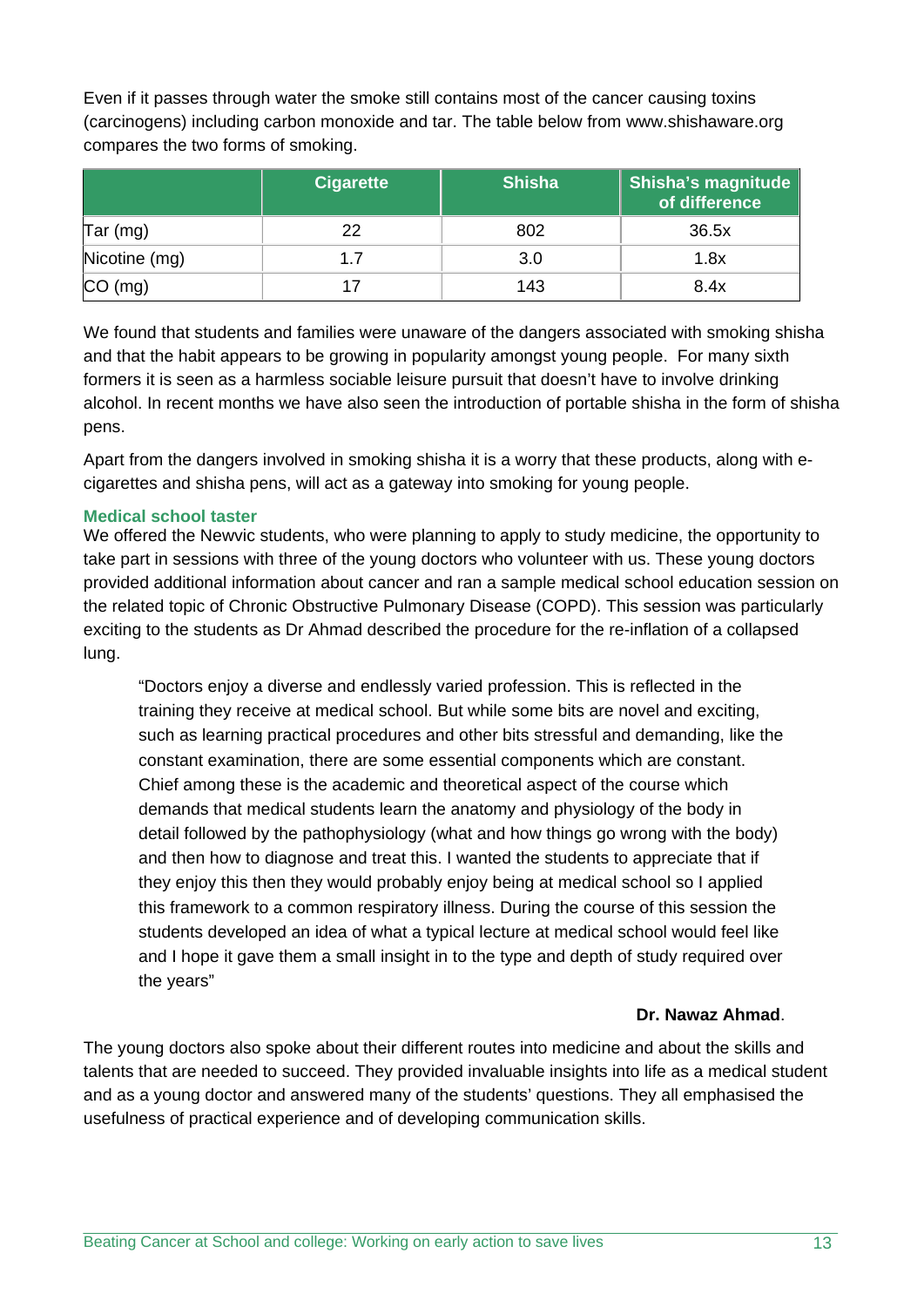Even if it passes through water the smoke still contains most of the cancer causing toxins (carcinogens) including carbon monoxide and tar. The table below from www.shishaware.org compares the two forms of smoking.

| | Cigarette | Shisha | Shisha's magnitude of difference |
|---|---|---|---|
| Tar (mg) | 22 | 802 | 36.5x |
| Nicotine (mg) | 1.7 | 3.0 | 1.8x |
| CO (mg) | 17 | 143 | 8.4x |

We found that students and families were unaware of the dangers associated with smoking shisha and that the habit appears to be growing in popularity amongst young people. For many sixth formers it is seen as a harmless sociable leisure pursuit that doesn't have to involve drinking alcohol. In recent months we have also seen the introduction of portable shisha in the form of shisha pens.

Apart from the dangers involved in smoking shisha it is a worry that these products, along with e-cigarettes and shisha pens, will act as a gateway into smoking for young people.

### Medical school taster

We offered the Newvic students, who were planning to apply to study medicine, the opportunity to take part in sessions with three of the young doctors who volunteer with us. These young doctors provided additional information about cancer and ran a sample medical school education session on the related topic of Chronic Obstructive Pulmonary Disease (COPD). This session was particularly exciting to the students as Dr Ahmad described the procedure for the re-inflation of a collapsed lung.

> "Doctors enjoy a diverse and endlessly varied profession. This is reflected in the training they receive at medical school. But while some bits are novel and exciting, such as learning practical procedures and other bits stressful and demanding, like the constant examination, there are some essential components which are constant. Chief among these is the academic and theoretical aspect of the course which demands that medical students learn the anatomy and physiology of the body in detail followed by the pathophysiology (what and how things go wrong with the body) and then how to diagnose and treat this. I wanted the students to appreciate that if they enjoy this then they would probably enjoy being at medical school so I applied this framework to a common respiratory illness. During the course of this session the students developed an idea of what a typical lecture at medical school would feel like and I hope it gave them a small insight in to the type and depth of study required over the years"
>
> **Dr. Nawaz Ahmad**.

The young doctors also spoke about their different routes into medicine and about the skills and talents that are needed to succeed. They provided invaluable insights into life as a medical student and as a young doctor and answered many of the students' questions. They all emphasised the usefulness of practical experience and of developing communication skills.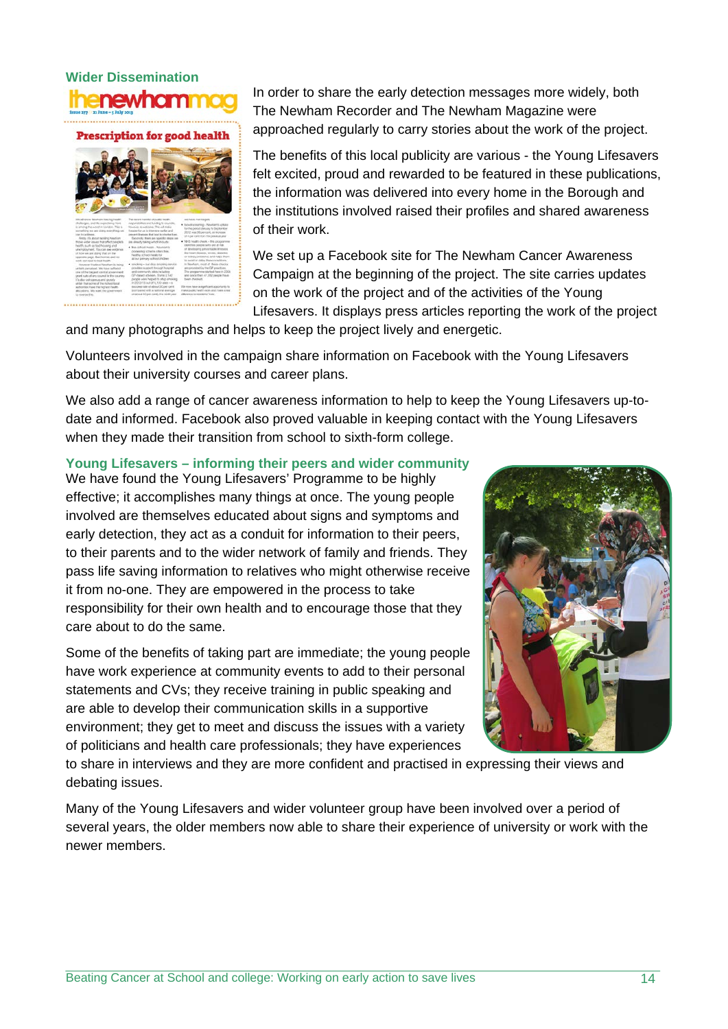## Wider Dissemination

In order to share the early detection messages more widely, both The Newham Recorder and The Newham Magazine were approached regularly to carry stories about the work of the project.

The benefits of this local publicity are various - the Young Lifesavers felt excited, proud and rewarded to be featured in these publications, the information was delivered into every home in the Borough and the institutions involved raised their profiles and shared awareness of their work.

We set up a Facebook site for The Newham Cancer Awareness Campaign at the beginning of the project. The site carries updates on the work of the project and of the activities of the Young Lifesavers. It displays press articles reporting the work of the project and many photographs and helps to keep the project lively and energetic.

Volunteers involved in the campaign share information on Facebook with the Young Lifesavers about their university courses and career plans.

We also add a range of cancer awareness information to help to keep the Young Lifesavers up-to-date and informed. Facebook also proved valuable in keeping contact with the Young Lifesavers when they made their transition from school to sixth-form college.

## Young Lifesavers – informing their peers and wider community

We have found the Young Lifesavers' Programme to be highly effective; it accomplishes many things at once. The young people involved are themselves educated about signs and symptoms and early detection, they act as a conduit for information to their peers, to their parents and to the wider network of family and friends. They pass life saving information to relatives who might otherwise receive it from no-one. They are empowered in the process to take responsibility for their own health and to encourage those that they care about to do the same.

Some of the benefits of taking part are immediate; the young people have work experience at community events to add to their personal statements and CVs; they receive training in public speaking and are able to develop their communication skills in a supportive environment; they get to meet and discuss the issues with a variety of politicians and health care professionals; they have experiences to share in interviews and they are more confident and practised in expressing their views and debating issues.

Many of the Young Lifesavers and wider volunteer group have been involved over a period of several years, the older members now able to share their experience of university or work with the newer members.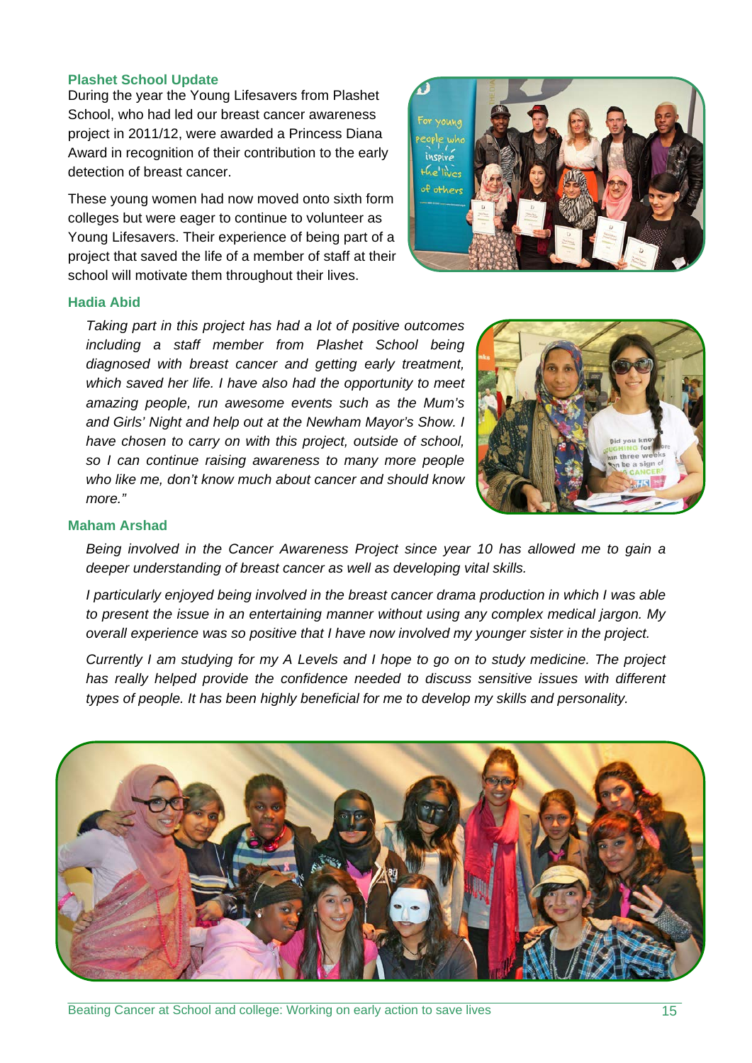### Plashet School Update

During the year the Young Lifesavers from Plashet School, who had led our breast cancer awareness project in 2011/12, were awarded a Princess Diana Award in recognition of their contribution to the early detection of breast cancer.

These young women had now moved onto sixth form colleges but were eager to continue to volunteer as Young Lifesavers. Their experience of being part of a project that saved the life of a member of staff at their school will motivate them throughout their lives.

### Hadia Abid

*Taking part in this project has had a lot of positive outcomes including a staff member from Plashet School being diagnosed with breast cancer and getting early treatment, which saved her life. I have also had the opportunity to meet amazing people, run awesome events such as the Mum's and Girls' Night and help out at the Newham Mayor's Show. I have chosen to carry on with this project, outside of school, so I can continue raising awareness to many more people who like me, don't know much about cancer and should know more."*

### Maham Arshad

*Being involved in the Cancer Awareness Project since year 10 has allowed me to gain a deeper understanding of breast cancer as well as developing vital skills.*

*I particularly enjoyed being involved in the breast cancer drama production in which I was able to present the issue in an entertaining manner without using any complex medical jargon. My overall experience was so positive that I have now involved my younger sister in the project.*

*Currently I am studying for my A Levels and I hope to go on to study medicine. The project has really helped provide the confidence needed to discuss sensitive issues with different types of people. It has been highly beneficial for me to develop my skills and personality.*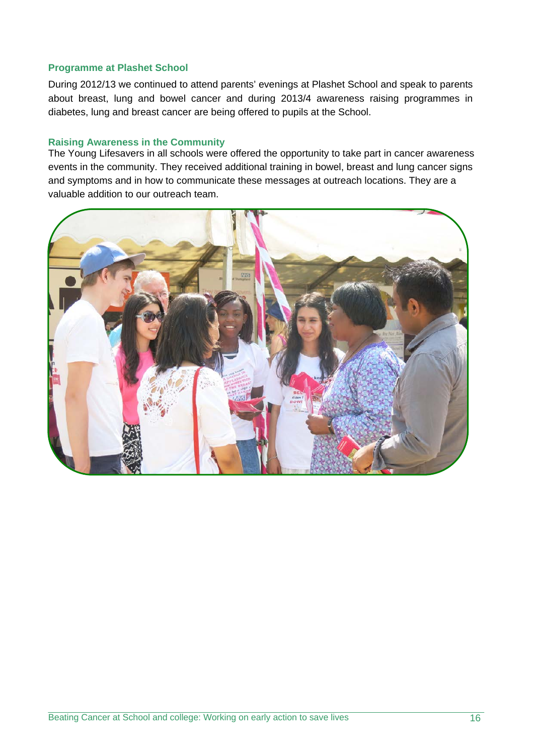### Programme at Plashet School

During 2012/13 we continued to attend parents' evenings at Plashet School and speak to parents about breast, lung and bowel cancer and during 2013/4 awareness raising programmes in diabetes, lung and breast cancer are being offered to pupils at the School.

### Raising Awareness in the Community

The Young Lifesavers in all schools were offered the opportunity to take part in cancer awareness events in the community. They received additional training in bowel, breast and lung cancer signs and symptoms and in how to communicate these messages at outreach locations. They are a valuable addition to our outreach team.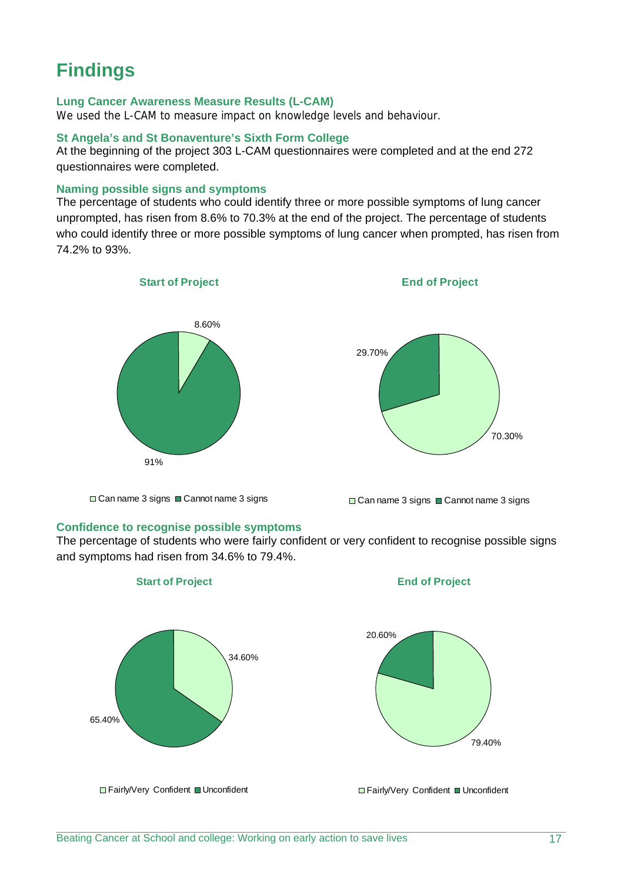# Findings

### Lung Cancer Awareness Measure Results (L-CAM)

We used the L-CAM to measure impact on knowledge levels and behaviour.

### St Angela's and St Bonaventure's Sixth Form College

At the beginning of the project 303 L-CAM questionnaires were completed and at the end 272 questionnaires were completed.

### Naming possible signs and symptoms

The percentage of students who could identify three or more possible symptoms of lung cancer unprompted, has risen from 8.6% to 70.3% at the end of the project. The percentage of students who could identify three or more possible symptoms of lung cancer when prompted, has risen from 74.2% to 93%.

**Start of Project**

8.60%

91%

□ Can name 3 signs ■ Cannot name 3 signs

**End of Project**

29.70%

70.30%

□ Can name 3 signs ■ Cannot name 3 signs

### Confidence to recognise possible symptoms

The percentage of students who were fairly confident or very confident to recognise possible signs and symptoms had risen from 34.6% to 79.4%.

**Start of Project**

34.60%

65.40%

□ Fairly/Very Confident ■ Unconfident

**End of Project**

20.60%

79.40%

□ Fairly/Very Confident ■ Unconfident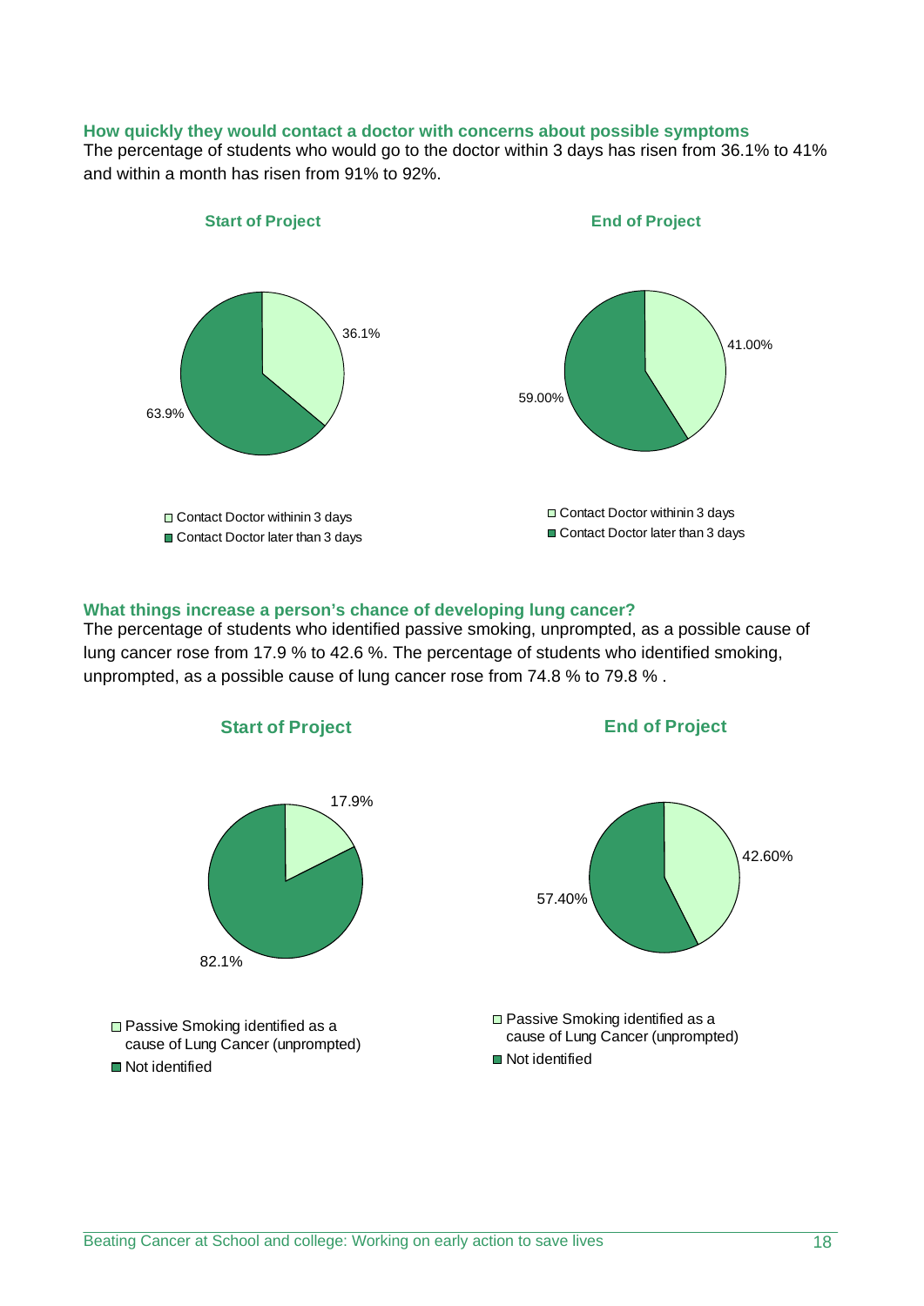### How quickly they would contact a doctor with concerns about possible symptoms

The percentage of students who would go to the doctor within 3 days has risen from 36.1% to 41% and within a month has risen from 91% to 92%.

**Start of Project**

36.1%

63.9%

- Contact Doctor withinin 3 days
- Contact Doctor later than 3 days

**End of Project**

41.00%

59.00%

- Contact Doctor withinin 3 days
- Contact Doctor later than 3 days

### What things increase a person's chance of developing lung cancer?

The percentage of students who identified passive smoking, unprompted, as a possible cause of lung cancer rose from 17.9 % to 42.6 %. The percentage of students who identified smoking, unprompted, as a possible cause of lung cancer rose from 74.8 % to 79.8 % .

**Start of Project**

17.9%

82.1%

- Passive Smoking identified as a cause of Lung Cancer (unprompted)
- Not identified

**End of Project**

42.60%

57.40%

- Passive Smoking identified as a cause of Lung Cancer (unprompted)
- Not identified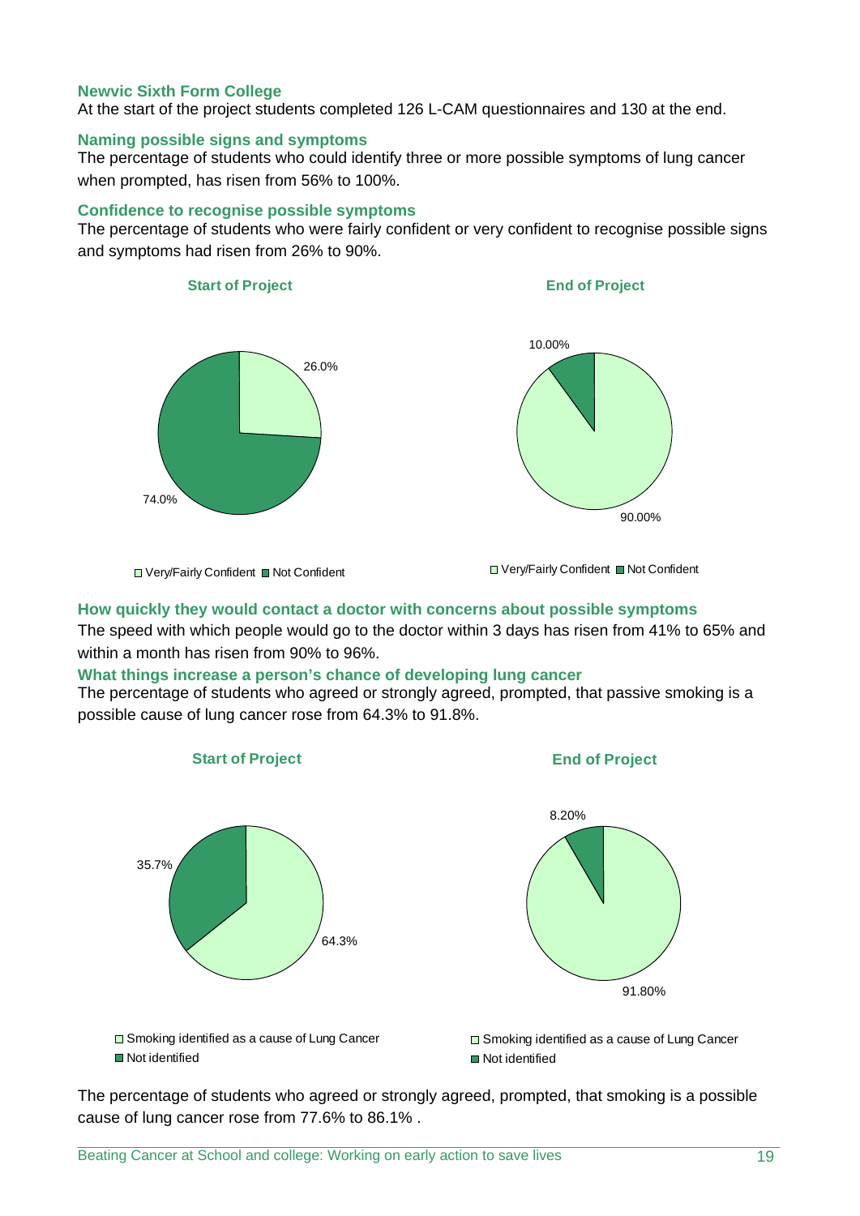## Newvic Sixth Form College

At the start of the project students completed 126 L-CAM questionnaires and 130 at the end.

### Naming possible signs and symptoms

The percentage of students who could identify three or more possible symptoms of lung cancer when prompted, has risen from 56% to 100%.

### Confidence to recognise possible symptoms

The percentage of students who were fairly confident or very confident to recognise possible signs and symptoms had risen from 26% to 90%.

**Start of Project**

26.0%

74.0%

□ Very/Fairly Confident ■ Not Confident

**End of Project**

10.00%

90.00%

□ Very/Fairly Confident ■ Not Confident

### How quickly they would contact a doctor with concerns about possible symptoms

The speed with which people would go to the doctor within 3 days has risen from 41% to 65% and within a month has risen from 90% to 96%.

### What things increase a person's chance of developing lung cancer

The percentage of students who agreed or strongly agreed, prompted, that passive smoking is a possible cause of lung cancer rose from 64.3% to 91.8%.

**Start of Project**

35.7%

64.3%

□ Smoking identified as a cause of Lung Cancer
■ Not identified

**End of Project**

8.20%

91.80%

□ Smoking identified as a cause of Lung Cancer
■ Not identified

The percentage of students who agreed or strongly agreed, prompted, that smoking is a possible cause of lung cancer rose from 77.6% to 86.1% .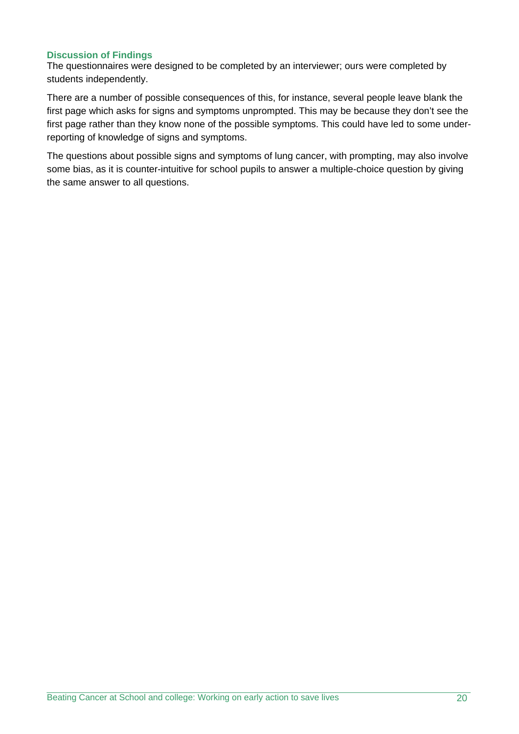### Discussion of Findings

The questionnaires were designed to be completed by an interviewer; ours were completed by students independently.

There are a number of possible consequences of this, for instance, several people leave blank the first page which asks for signs and symptoms unprompted. This may be because they don't see the first page rather than they know none of the possible symptoms. This could have led to some under-reporting of knowledge of signs and symptoms.

The questions about possible signs and symptoms of lung cancer, with prompting, may also involve some bias, as it is counter-intuitive for school pupils to answer a multiple-choice question by giving the same answer to all questions.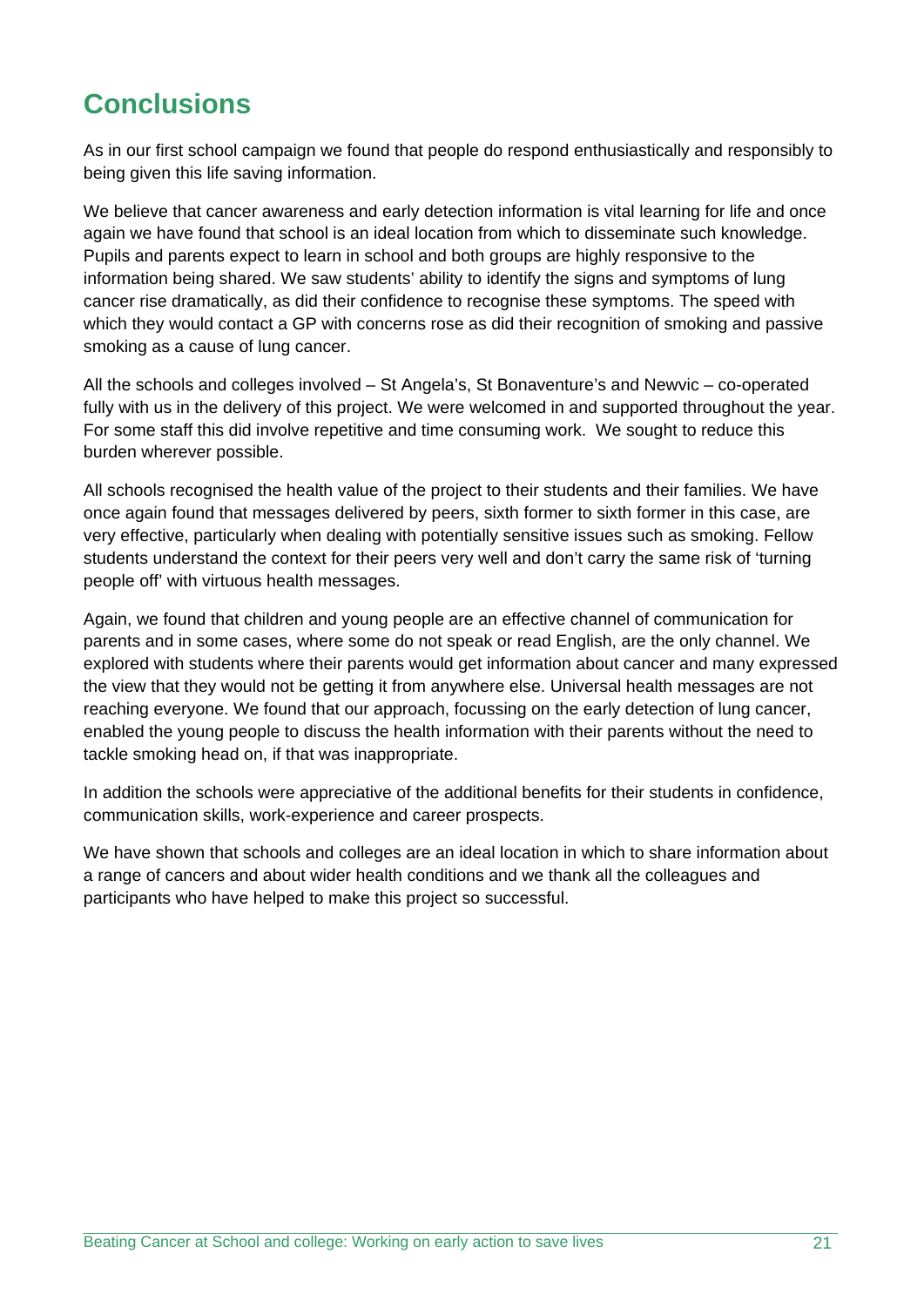# Conclusions

As in our first school campaign we found that people do respond enthusiastically and responsibly to being given this life saving information.

We believe that cancer awareness and early detection information is vital learning for life and once again we have found that school is an ideal location from which to disseminate such knowledge. Pupils and parents expect to learn in school and both groups are highly responsive to the information being shared. We saw students' ability to identify the signs and symptoms of lung cancer rise dramatically, as did their confidence to recognise these symptoms. The speed with which they would contact a GP with concerns rose as did their recognition of smoking and passive smoking as a cause of lung cancer.

All the schools and colleges involved – St Angela's, St Bonaventure's and Newvic – co-operated fully with us in the delivery of this project. We were welcomed in and supported throughout the year. For some staff this did involve repetitive and time consuming work. We sought to reduce this burden wherever possible.

All schools recognised the health value of the project to their students and their families. We have once again found that messages delivered by peers, sixth former to sixth former in this case, are very effective, particularly when dealing with potentially sensitive issues such as smoking. Fellow students understand the context for their peers very well and don't carry the same risk of 'turning people off' with virtuous health messages.

Again, we found that children and young people are an effective channel of communication for parents and in some cases, where some do not speak or read English, are the only channel. We explored with students where their parents would get information about cancer and many expressed the view that they would not be getting it from anywhere else. Universal health messages are not reaching everyone. We found that our approach, focussing on the early detection of lung cancer, enabled the young people to discuss the health information with their parents without the need to tackle smoking head on, if that was inappropriate.

In addition the schools were appreciative of the additional benefits for their students in confidence, communication skills, work-experience and career prospects.

We have shown that schools and colleges are an ideal location in which to share information about a range of cancers and about wider health conditions and we thank all the colleagues and participants who have helped to make this project so successful.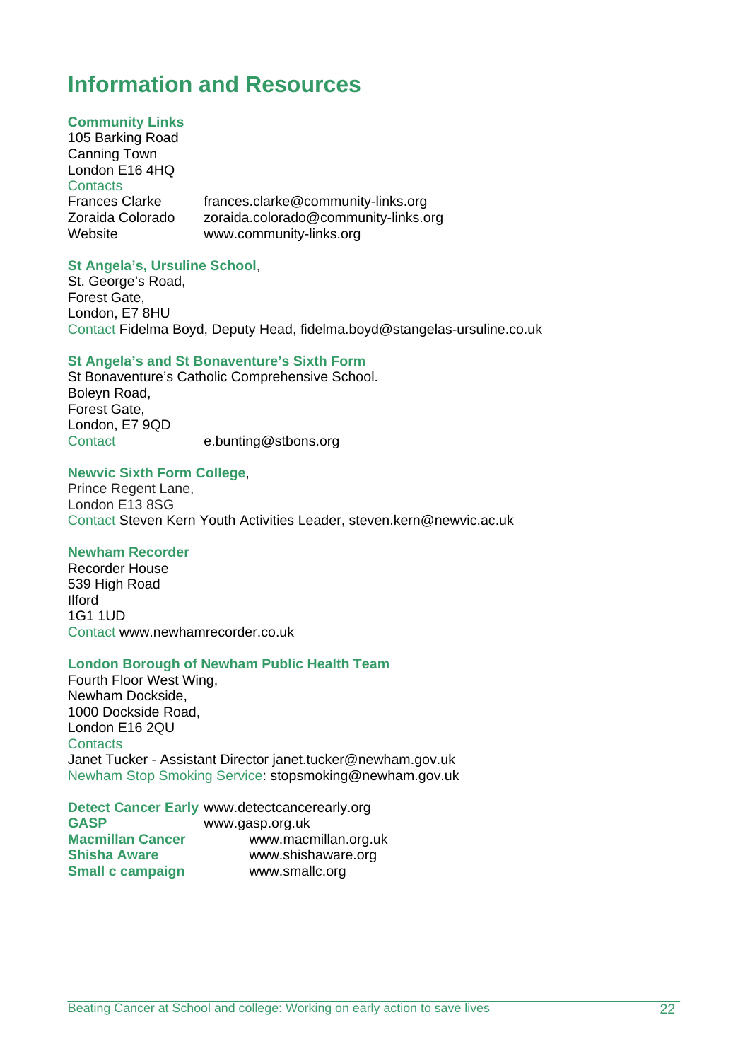# Information and Resources

**Community Links**
105 Barking Road
Canning Town
London E16 4HQ
Contacts
Frances Clarke frances.clarke@community-links.org
Zoraida Colorado zoraida.colorado@community-links.org
Website www.community-links.org

**St Angela's, Ursuline School**,
St. George's Road,
Forest Gate,
London, E7 8HU
Contact Fidelma Boyd, Deputy Head, fidelma.boyd@stangelas-ursuline.co.uk

**St Angela's and St Bonaventure's Sixth Form**
St Bonaventure's Catholic Comprehensive School.
Boleyn Road,
Forest Gate,
London, E7 9QD
Contact e.bunting@stbons.org

**Newvic Sixth Form College**,
Prince Regent Lane,
London E13 8SG
Contact Steven Kern Youth Activities Leader, steven.kern@newvic.ac.uk

**Newham Recorder**
Recorder House
539 High Road
Ilford
1G1 1UD
Contact www.newhamrecorder.co.uk

**London Borough of Newham Public Health Team**
Fourth Floor West Wing,
Newham Dockside,
1000 Dockside Road,
London E16 2QU
Contacts
Janet Tucker - Assistant Director janet.tucker@newham.gov.uk
Newham Stop Smoking Service: stopsmoking@newham.gov.uk

**Detect Cancer Early** www.detectcancerearly.org
**GASP** www.gasp.org.uk
**Macmillan Cancer** www.macmillan.org.uk
**Shisha Aware** www.shishaware.org
**Small c campaign** www.smallc.org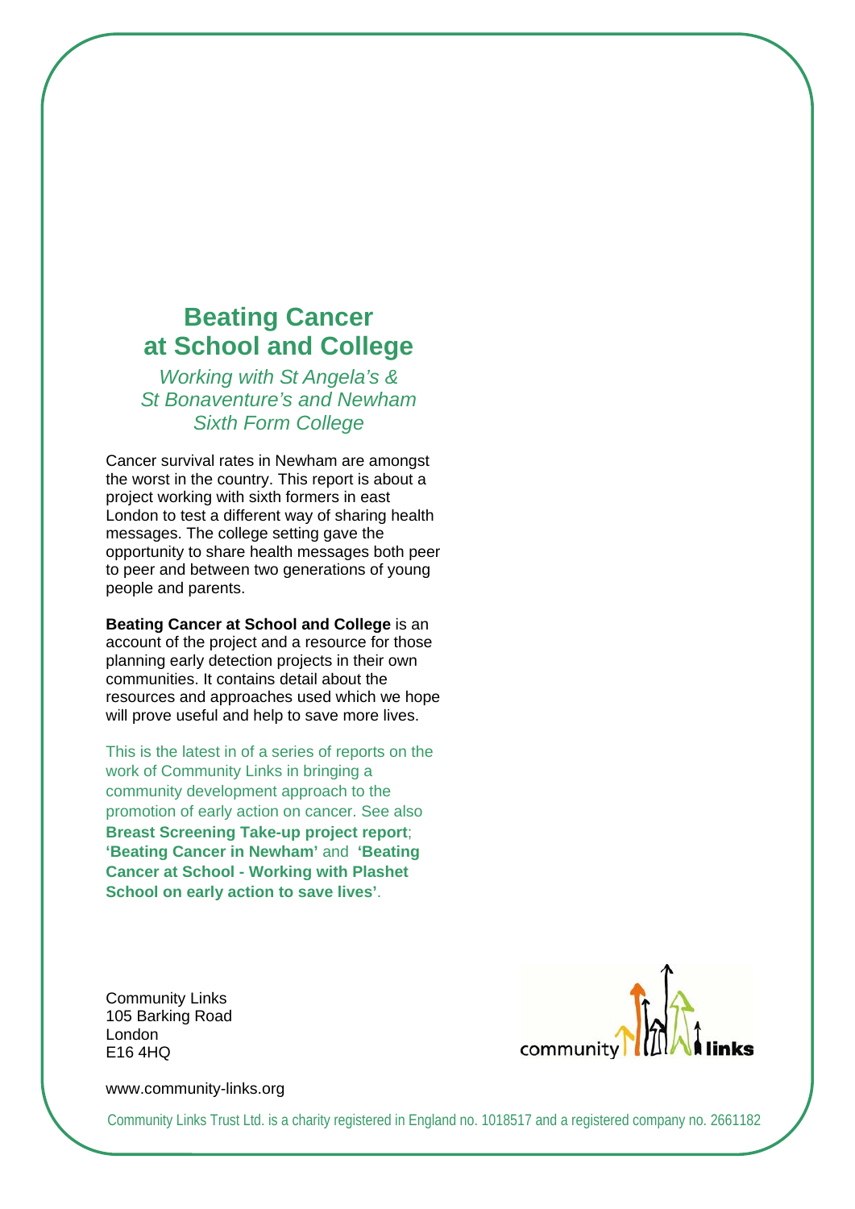# Beating Cancer at School and College

*Working with St Angela's & St Bonaventure's and Newham Sixth Form College*

Cancer survival rates in Newham are amongst the worst in the country. This report is about a project working with sixth formers in east London to test a different way of sharing health messages. The college setting gave the opportunity to share health messages both peer to peer and between two generations of young people and parents.

**Beating Cancer at School and College** is an account of the project and a resource for those planning early detection projects in their own communities. It contains detail about the resources and approaches used which we hope will prove useful and help to save more lives.

This is the latest in of a series of reports on the work of Community Links in bringing a community development approach to the promotion of early action on cancer. See also **Breast Screening Take-up project report**; **'Beating Cancer in Newham'** and **'Beating Cancer at School - Working with Plashet School on early action to save lives'**.

Community Links
105 Barking Road
London
E16 4HQ

community links

www.community-links.org

Community Links Trust Ltd. is a charity registered in England no. 1018517 and a registered company no. 2661182